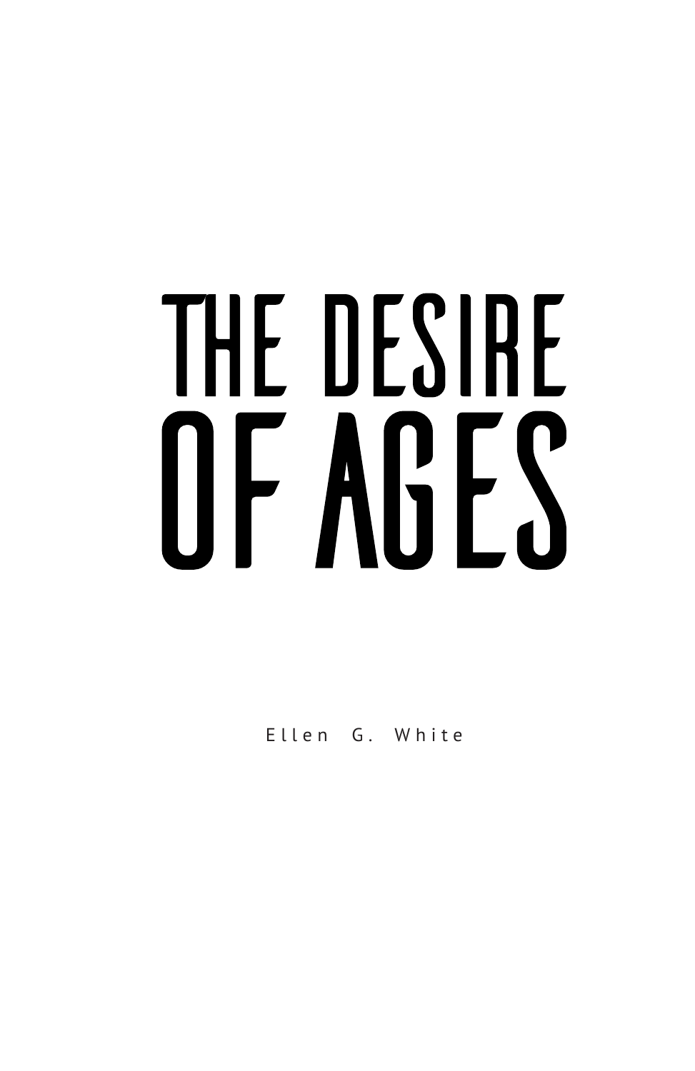# THE DESIRE OF AGES

Ellen G. White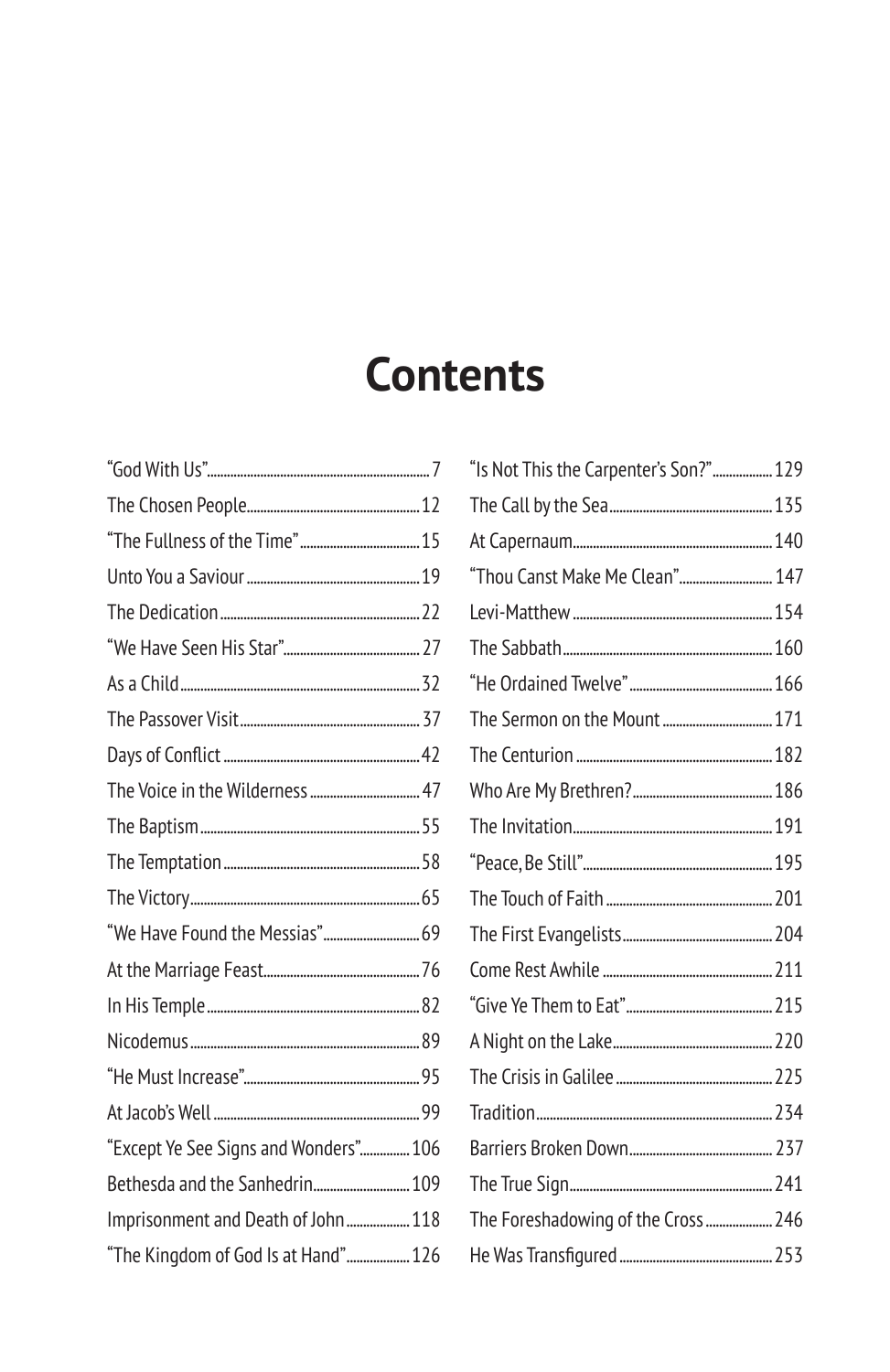# Contents

- "God With Us" 7
- The Chosen People 12
- "The Fullness of the Time" 15
- Unto You a Saviour 19
- The Dedication 22
- "We Have Seen His Star" 27
- As a Child 32
- The Passover Visit 37
- Days of Conflict 42
- The Voice in the Wilderness 47
- The Baptism 55
- The Temptation 58
- The Victory 65
- "We Have Found the Messias" 69
- At the Marriage Feast 76
- In His Temple 82
- Nicodemus 89
- "He Must Increase" 95
- At Jacob's Well 99
- "Except Ye See Signs and Wonders" 106
- Bethesda and the Sanhedrin 109
- Imprisonment and Death of John 118
- "The Kingdom of God Is at Hand" 126
- "Is Not This the Carpenter's Son?" 129
- The Call by the Sea 135
- At Capernaum 140
- "Thou Canst Make Me Clean" 147
- Levi-Matthew 154
- The Sabbath 160
- "He Ordained Twelve" 166
- The Sermon on the Mount 171
- The Centurion 182
- Who Are My Brethren? 186
- The Invitation 191
- "Peace, Be Still" 195
- The Touch of Faith 201
- The First Evangelists 204
- Come Rest Awhile 211
- "Give Ye Them to Eat" 215
- A Night on the Lake 220
- The Crisis in Galilee 225
- Tradition 234
- Barriers Broken Down 237
- The True Sign 241
- The Foreshadowing of the Cross 246
- He Was Transfigured 253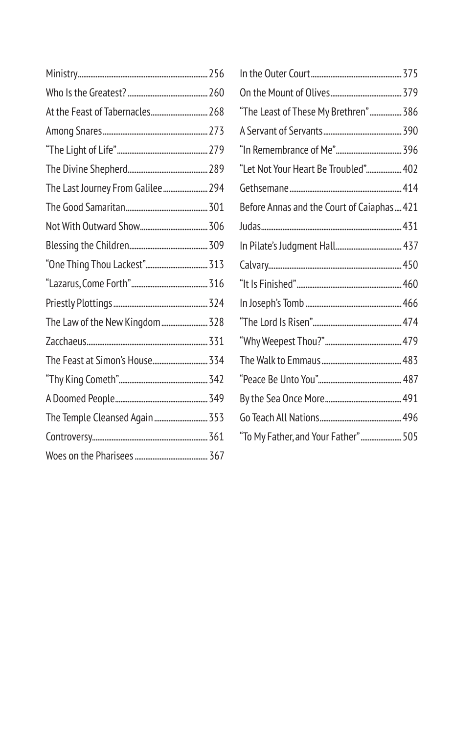Ministry ... 256
Who Is the Greatest? ... 260
At the Feast of Tabernacles ... 268
Among Snares ... 273
"The Light of Life" ... 279
The Divine Shepherd ... 289
The Last Journey From Galilee ... 294
The Good Samaritan ... 301
Not With Outward Show ... 306
Blessing the Children ... 309
"One Thing Thou Lackest" ... 313
"Lazarus, Come Forth" ... 316
Priestly Plottings ... 324
The Law of the New Kingdom ... 328
Zacchaeus ... 331
The Feast at Simon's House ... 334
"Thy King Cometh" ... 342
A Doomed People ... 349
The Temple Cleansed Again ... 353
Controversy ... 361
Woes on the Pharisees ... 367
In the Outer Court ... 375
On the Mount of Olives ... 379
"The Least of These My Brethren" ... 386
A Servant of Servants ... 390
"In Remembrance of Me" ... 396
"Let Not Your Heart Be Troubled" ... 402
Gethsemane ... 414
Before Annas and the Court of Caiaphas ... 421
Judas ... 431
In Pilate's Judgment Hall ... 437
Calvary ... 450
"It Is Finished" ... 460
In Joseph's Tomb ... 466
"The Lord Is Risen" ... 474
"Why Weepest Thou?" ... 479
The Walk to Emmaus ... 483
"Peace Be Unto You" ... 487
By the Sea Once More ... 491
Go Teach All Nations ... 496
"To My Father, and Your Father" ... 505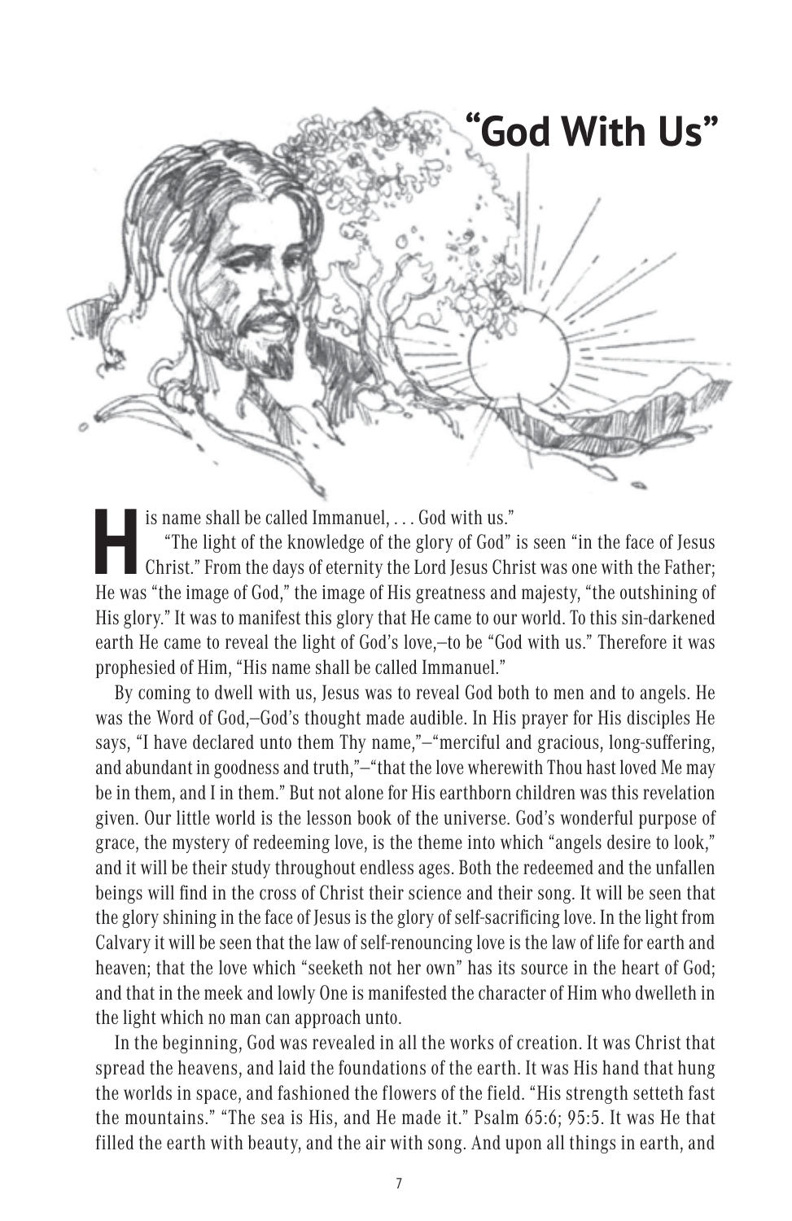# "God With Us"

His name shall be called Immanuel, . . . God with us."

"The light of the knowledge of the glory of God" is seen "in the face of Jesus Christ." From the days of eternity the Lord Jesus Christ was one with the Father; He was "the image of God," the image of His greatness and majesty, "the outshining of His glory." It was to manifest this glory that He came to our world. To this sin-darkened earth He came to reveal the light of God's love,—to be "God with us." Therefore it was prophesied of Him, "His name shall be called Immanuel."

By coming to dwell with us, Jesus was to reveal God both to men and to angels. He was the Word of God,—God's thought made audible. In His prayer for His disciples He says, "I have declared unto them Thy name,"—"merciful and gracious, long-suffering, and abundant in goodness and truth,"—"that the love wherewith Thou hast loved Me may be in them, and I in them." But not alone for His earthborn children was this revelation given. Our little world is the lesson book of the universe. God's wonderful purpose of grace, the mystery of redeeming love, is the theme into which "angels desire to look," and it will be their study throughout endless ages. Both the redeemed and the unfallen beings will find in the cross of Christ their science and their song. It will be seen that the glory shining in the face of Jesus is the glory of self-sacrificing love. In the light from Calvary it will be seen that the law of self-renouncing love is the law of life for earth and heaven; that the love which "seeketh not her own" has its source in the heart of God; and that in the meek and lowly One is manifested the character of Him who dwelleth in the light which no man can approach unto.

In the beginning, God was revealed in all the works of creation. It was Christ that spread the heavens, and laid the foundations of the earth. It was His hand that hung the worlds in space, and fashioned the flowers of the field. "His strength setteth fast the mountains." "The sea is His, and He made it." Psalm 65:6; 95:5. It was He that filled the earth with beauty, and the air with song. And upon all things in earth, and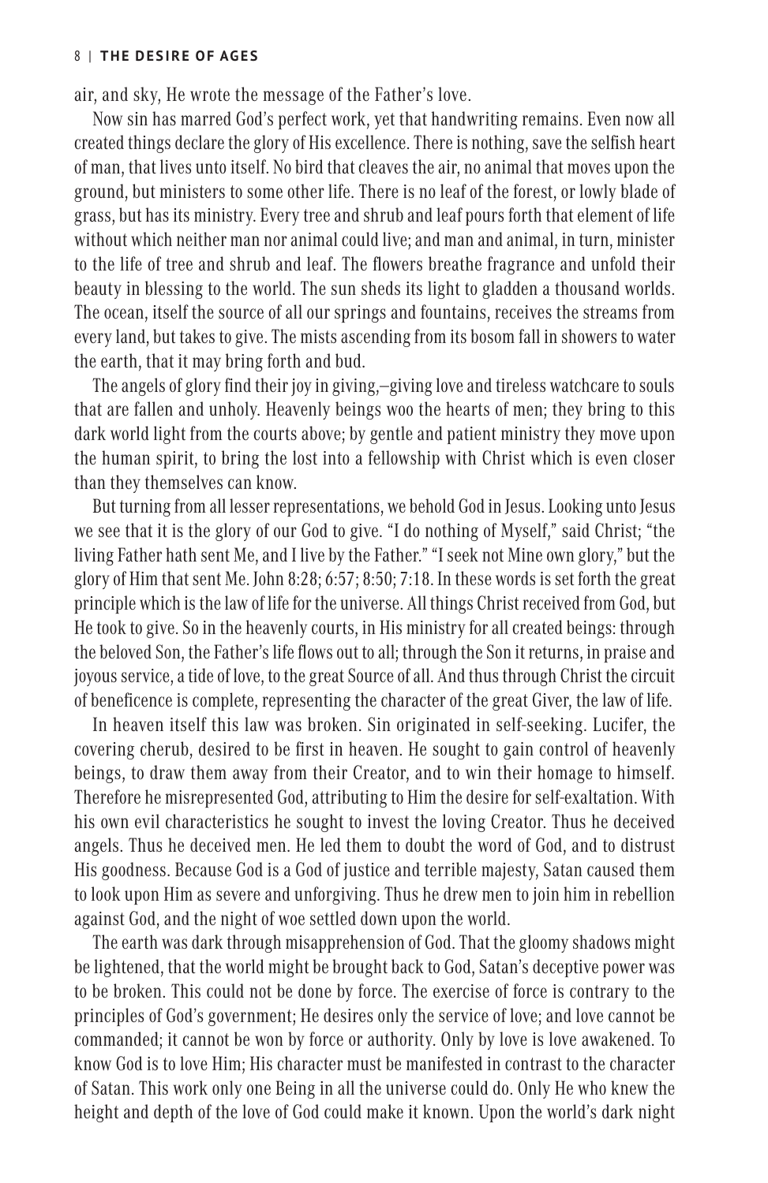air, and sky, He wrote the message of the Father's love.

Now sin has marred God's perfect work, yet that handwriting remains. Even now all created things declare the glory of His excellence. There is nothing, save the selfish heart of man, that lives unto itself. No bird that cleaves the air, no animal that moves upon the ground, but ministers to some other life. There is no leaf of the forest, or lowly blade of grass, but has its ministry. Every tree and shrub and leaf pours forth that element of life without which neither man nor animal could live; and man and animal, in turn, minister to the life of tree and shrub and leaf. The flowers breathe fragrance and unfold their beauty in blessing to the world. The sun sheds its light to gladden a thousand worlds. The ocean, itself the source of all our springs and fountains, receives the streams from every land, but takes to give. The mists ascending from its bosom fall in showers to water the earth, that it may bring forth and bud.

The angels of glory find their joy in giving,—giving love and tireless watchcare to souls that are fallen and unholy. Heavenly beings woo the hearts of men; they bring to this dark world light from the courts above; by gentle and patient ministry they move upon the human spirit, to bring the lost into a fellowship with Christ which is even closer than they themselves can know.

But turning from all lesser representations, we behold God in Jesus. Looking unto Jesus we see that it is the glory of our God to give. "I do nothing of Myself," said Christ; "the living Father hath sent Me, and I live by the Father." "I seek not Mine own glory," but the glory of Him that sent Me. John 8:28; 6:57; 8:50; 7:18. In these words is set forth the great principle which is the law of life for the universe. All things Christ received from God, but He took to give. So in the heavenly courts, in His ministry for all created beings: through the beloved Son, the Father's life flows out to all; through the Son it returns, in praise and joyous service, a tide of love, to the great Source of all. And thus through Christ the circuit of beneficence is complete, representing the character of the great Giver, the law of life.

In heaven itself this law was broken. Sin originated in self-seeking. Lucifer, the covering cherub, desired to be first in heaven. He sought to gain control of heavenly beings, to draw them away from their Creator, and to win their homage to himself. Therefore he misrepresented God, attributing to Him the desire for self-exaltation. With his own evil characteristics he sought to invest the loving Creator. Thus he deceived angels. Thus he deceived men. He led them to doubt the word of God, and to distrust His goodness. Because God is a God of justice and terrible majesty, Satan caused them to look upon Him as severe and unforgiving. Thus he drew men to join him in rebellion against God, and the night of woe settled down upon the world.

The earth was dark through misapprehension of God. That the gloomy shadows might be lightened, that the world might be brought back to God, Satan's deceptive power was to be broken. This could not be done by force. The exercise of force is contrary to the principles of God's government; He desires only the service of love; and love cannot be commanded; it cannot be won by force or authority. Only by love is love awakened. To know God is to love Him; His character must be manifested in contrast to the character of Satan. This work only one Being in all the universe could do. Only He who knew the height and depth of the love of God could make it known. Upon the world's dark night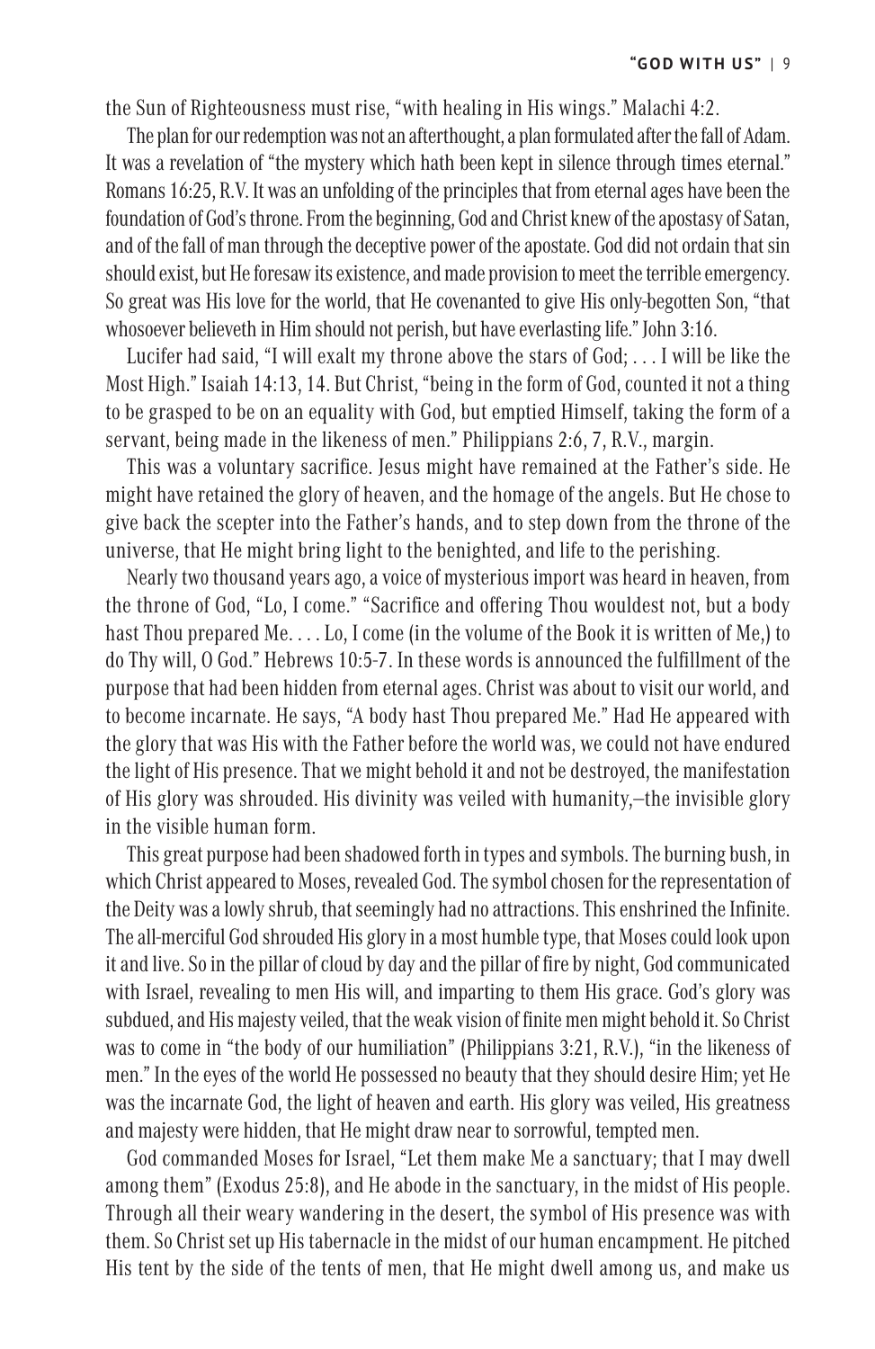the Sun of Righteousness must rise, "with healing in His wings." Malachi 4:2.

The plan for our redemption was not an afterthought, a plan formulated after the fall of Adam. It was a revelation of "the mystery which hath been kept in silence through times eternal." Romans 16:25, R.V. It was an unfolding of the principles that from eternal ages have been the foundation of God's throne. From the beginning, God and Christ knew of the apostasy of Satan, and of the fall of man through the deceptive power of the apostate. God did not ordain that sin should exist, but He foresaw its existence, and made provision to meet the terrible emergency. So great was His love for the world, that He covenanted to give His only-begotten Son, "that whosoever believeth in Him should not perish, but have everlasting life." John 3:16.

Lucifer had said, "I will exalt my throne above the stars of God; . . . I will be like the Most High." Isaiah 14:13, 14. But Christ, "being in the form of God, counted it not a thing to be grasped to be on an equality with God, but emptied Himself, taking the form of a servant, being made in the likeness of men." Philippians 2:6, 7, R.V., margin.

This was a voluntary sacrifice. Jesus might have remained at the Father's side. He might have retained the glory of heaven, and the homage of the angels. But He chose to give back the scepter into the Father's hands, and to step down from the throne of the universe, that He might bring light to the benighted, and life to the perishing.

Nearly two thousand years ago, a voice of mysterious import was heard in heaven, from the throne of God, "Lo, I come." "Sacrifice and offering Thou wouldest not, but a body hast Thou prepared Me. . . . Lo, I come (in the volume of the Book it is written of Me,) to do Thy will, O God." Hebrews 10:5-7. In these words is announced the fulfillment of the purpose that had been hidden from eternal ages. Christ was about to visit our world, and to become incarnate. He says, "A body hast Thou prepared Me." Had He appeared with the glory that was His with the Father before the world was, we could not have endured the light of His presence. That we might behold it and not be destroyed, the manifestation of His glory was shrouded. His divinity was veiled with humanity,—the invisible glory in the visible human form.

This great purpose had been shadowed forth in types and symbols. The burning bush, in which Christ appeared to Moses, revealed God. The symbol chosen for the representation of the Deity was a lowly shrub, that seemingly had no attractions. This enshrined the Infinite. The all-merciful God shrouded His glory in a most humble type, that Moses could look upon it and live. So in the pillar of cloud by day and the pillar of fire by night, God communicated with Israel, revealing to men His will, and imparting to them His grace. God's glory was subdued, and His majesty veiled, that the weak vision of finite men might behold it. So Christ was to come in "the body of our humiliation" (Philippians 3:21, R.V.), "in the likeness of men." In the eyes of the world He possessed no beauty that they should desire Him; yet He was the incarnate God, the light of heaven and earth. His glory was veiled, His greatness and majesty were hidden, that He might draw near to sorrowful, tempted men.

God commanded Moses for Israel, "Let them make Me a sanctuary; that I may dwell among them" (Exodus 25:8), and He abode in the sanctuary, in the midst of His people. Through all their weary wandering in the desert, the symbol of His presence was with them. So Christ set up His tabernacle in the midst of our human encampment. He pitched His tent by the side of the tents of men, that He might dwell among us, and make us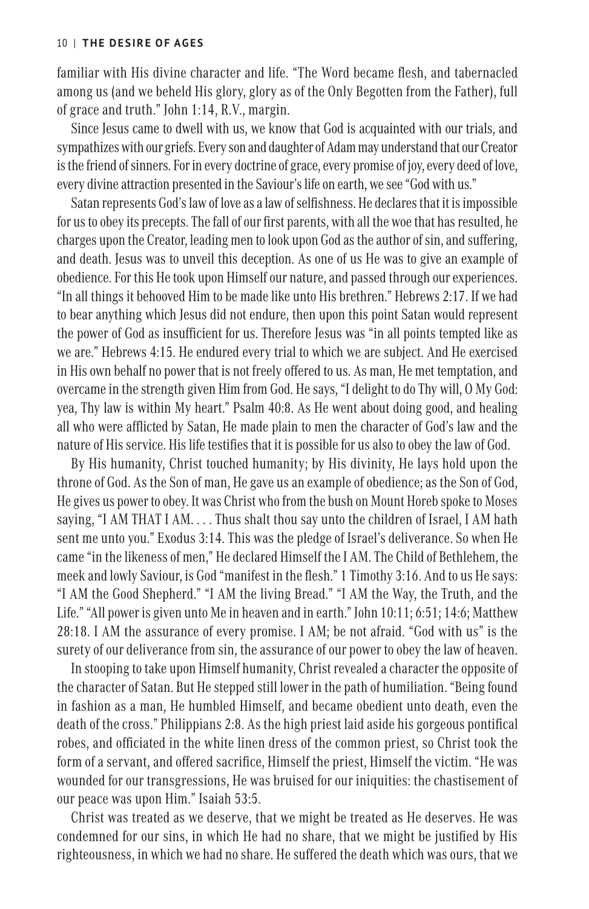familiar with His divine character and life. "The Word became flesh, and tabernacled among us (and we beheld His glory, glory as of the Only Begotten from the Father), full of grace and truth." John 1:14, R.V., margin.

Since Jesus came to dwell with us, we know that God is acquainted with our trials, and sympathizes with our griefs. Every son and daughter of Adam may understand that our Creator is the friend of sinners. For in every doctrine of grace, every promise of joy, every deed of love, every divine attraction presented in the Saviour's life on earth, we see "God with us."

Satan represents God's law of love as a law of selfishness. He declares that it is impossible for us to obey its precepts. The fall of our first parents, with all the woe that has resulted, he charges upon the Creator, leading men to look upon God as the author of sin, and suffering, and death. Jesus was to unveil this deception. As one of us He was to give an example of obedience. For this He took upon Himself our nature, and passed through our experiences. "In all things it behooved Him to be made like unto His brethren." Hebrews 2:17. If we had to bear anything which Jesus did not endure, then upon this point Satan would represent the power of God as insufficient for us. Therefore Jesus was "in all points tempted like as we are." Hebrews 4:15. He endured every trial to which we are subject. And He exercised in His own behalf no power that is not freely offered to us. As man, He met temptation, and overcame in the strength given Him from God. He says, "I delight to do Thy will, O My God: yea, Thy law is within My heart." Psalm 40:8. As He went about doing good, and healing all who were afflicted by Satan, He made plain to men the character of God's law and the nature of His service. His life testifies that it is possible for us also to obey the law of God.

By His humanity, Christ touched humanity; by His divinity, He lays hold upon the throne of God. As the Son of man, He gave us an example of obedience; as the Son of God, He gives us power to obey. It was Christ who from the bush on Mount Horeb spoke to Moses saying, "I AM THAT I AM. . . . Thus shalt thou say unto the children of Israel, I AM hath sent me unto you." Exodus 3:14. This was the pledge of Israel's deliverance. So when He came "in the likeness of men," He declared Himself the I AM. The Child of Bethlehem, the meek and lowly Saviour, is God "manifest in the flesh." 1 Timothy 3:16. And to us He says: "I AM the Good Shepherd." "I AM the living Bread." "I AM the Way, the Truth, and the Life." "All power is given unto Me in heaven and in earth." John 10:11; 6:51; 14:6; Matthew 28:18. I AM the assurance of every promise. I AM; be not afraid. "God with us" is the surety of our deliverance from sin, the assurance of our power to obey the law of heaven.

In stooping to take upon Himself humanity, Christ revealed a character the opposite of the character of Satan. But He stepped still lower in the path of humiliation. "Being found in fashion as a man, He humbled Himself, and became obedient unto death, even the death of the cross." Philippians 2:8. As the high priest laid aside his gorgeous pontifical robes, and officiated in the white linen dress of the common priest, so Christ took the form of a servant, and offered sacrifice, Himself the priest, Himself the victim. "He was wounded for our transgressions, He was bruised for our iniquities: the chastisement of our peace was upon Him." Isaiah 53:5.

Christ was treated as we deserve, that we might be treated as He deserves. He was condemned for our sins, in which He had no share, that we might be justified by His righteousness, in which we had no share. He suffered the death which was ours, that we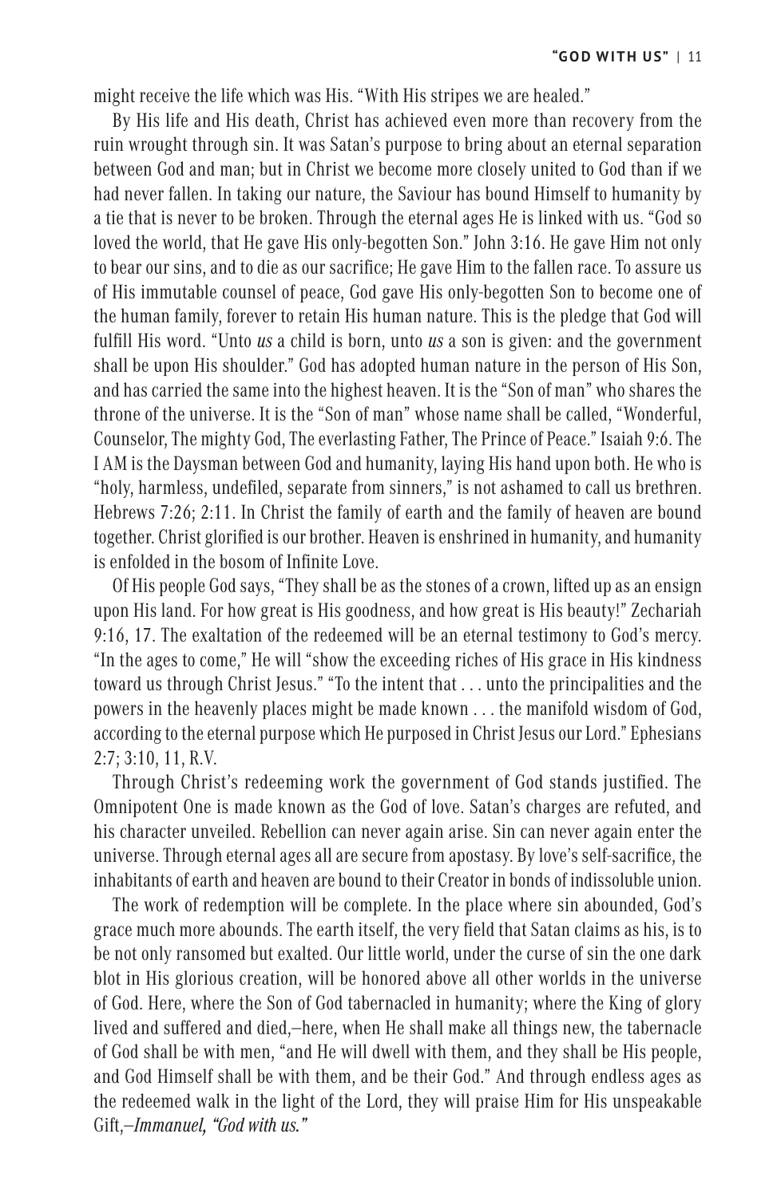might receive the life which was His. "With His stripes we are healed."

By His life and His death, Christ has achieved even more than recovery from the ruin wrought through sin. It was Satan's purpose to bring about an eternal separation between God and man; but in Christ we become more closely united to God than if we had never fallen. In taking our nature, the Saviour has bound Himself to humanity by a tie that is never to be broken. Through the eternal ages He is linked with us. "God so loved the world, that He gave His only-begotten Son." John 3:16. He gave Him not only to bear our sins, and to die as our sacrifice; He gave Him to the fallen race. To assure us of His immutable counsel of peace, God gave His only-begotten Son to become one of the human family, forever to retain His human nature. This is the pledge that God will fulfill His word. "Unto *us* a child is born, unto *us* a son is given: and the government shall be upon His shoulder." God has adopted human nature in the person of His Son, and has carried the same into the highest heaven. It is the "Son of man" who shares the throne of the universe. It is the "Son of man" whose name shall be called, "Wonderful, Counselor, The mighty God, The everlasting Father, The Prince of Peace." Isaiah 9:6. The I AM is the Daysman between God and humanity, laying His hand upon both. He who is "holy, harmless, undefiled, separate from sinners," is not ashamed to call us brethren. Hebrews 7:26; 2:11. In Christ the family of earth and the family of heaven are bound together. Christ glorified is our brother. Heaven is enshrined in humanity, and humanity is enfolded in the bosom of Infinite Love.

Of His people God says, "They shall be as the stones of a crown, lifted up as an ensign upon His land. For how great is His goodness, and how great is His beauty!" Zechariah 9:16, 17. The exaltation of the redeemed will be an eternal testimony to God's mercy. "In the ages to come," He will "show the exceeding riches of His grace in His kindness toward us through Christ Jesus." "To the intent that . . . unto the principalities and the powers in the heavenly places might be made known . . . the manifold wisdom of God, according to the eternal purpose which He purposed in Christ Jesus our Lord." Ephesians 2:7; 3:10, 11, R.V.

Through Christ's redeeming work the government of God stands justified. The Omnipotent One is made known as the God of love. Satan's charges are refuted, and his character unveiled. Rebellion can never again arise. Sin can never again enter the universe. Through eternal ages all are secure from apostasy. By love's self-sacrifice, the inhabitants of earth and heaven are bound to their Creator in bonds of indissoluble union.

The work of redemption will be complete. In the place where sin abounded, God's grace much more abounds. The earth itself, the very field that Satan claims as his, is to be not only ransomed but exalted. Our little world, under the curse of sin the one dark blot in His glorious creation, will be honored above all other worlds in the universe of God. Here, where the Son of God tabernacled in humanity; where the King of glory lived and suffered and died,—here, when He shall make all things new, the tabernacle of God shall be with men, "and He will dwell with them, and they shall be His people, and God Himself shall be with them, and be their God." And through endless ages as the redeemed walk in the light of the Lord, they will praise Him for His unspeakable Gift,—*Immanuel, "God with us."*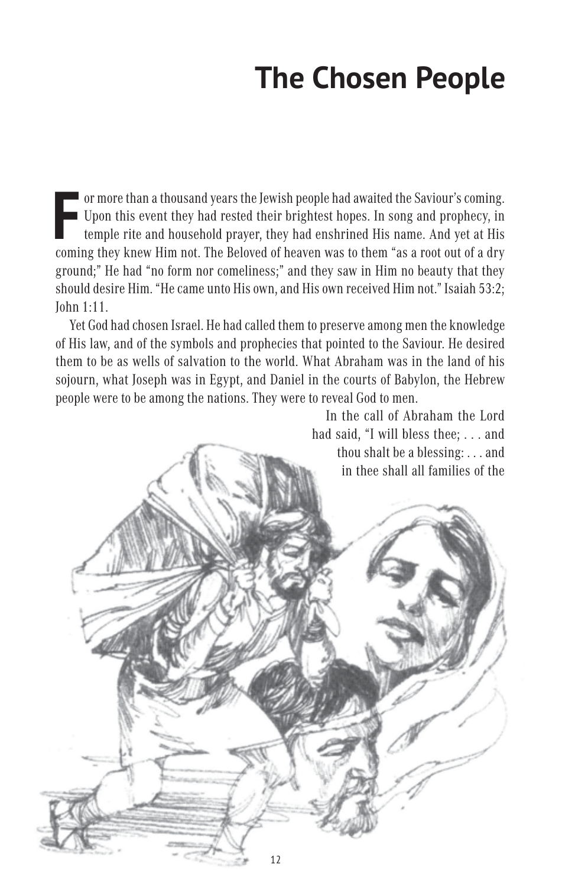# The Chosen People

For more than a thousand years the Jewish people had awaited the Saviour's coming. Upon this event they had rested their brightest hopes. In song and prophecy, in temple rite and household prayer, they had enshrined His name. And yet at His coming they knew Him not. The Beloved of heaven was to them "as a root out of a dry ground;" He had "no form nor comeliness;" and they saw in Him no beauty that they should desire Him. "He came unto His own, and His own received Him not." Isaiah 53:2; John 1:11.

Yet God had chosen Israel. He had called them to preserve among men the knowledge of His law, and of the symbols and prophecies that pointed to the Saviour. He desired them to be as wells of salvation to the world. What Abraham was in the land of his sojourn, what Joseph was in Egypt, and Daniel in the courts of Babylon, the Hebrew people were to be among the nations. They were to reveal God to men.

In the call of Abraham the Lord had said, "I will bless thee; . . . and thou shalt be a blessing: . . . and in thee shall all families of the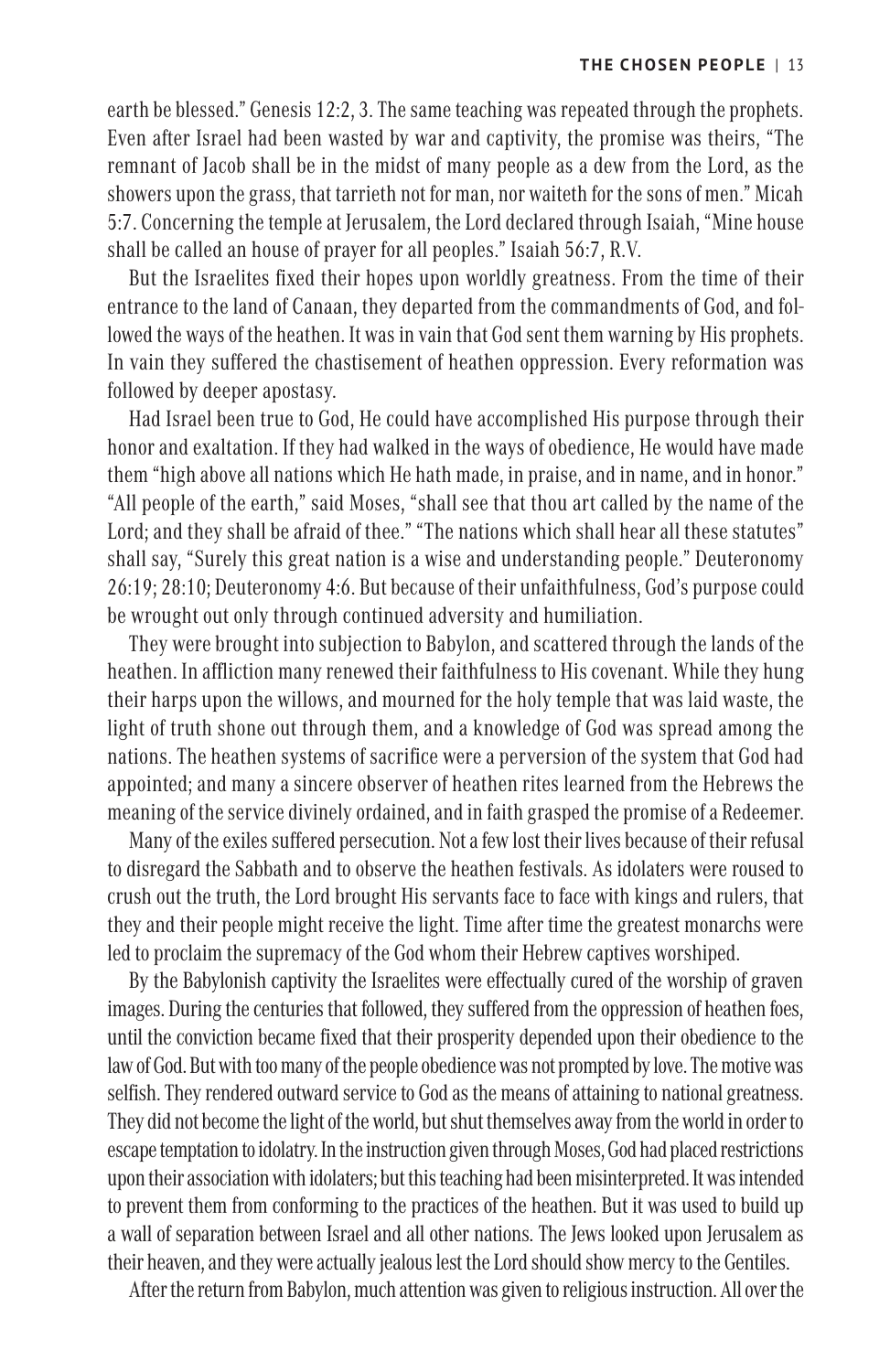earth be blessed." Genesis 12:2, 3. The same teaching was repeated through the prophets. Even after Israel had been wasted by war and captivity, the promise was theirs, "The remnant of Jacob shall be in the midst of many people as a dew from the Lord, as the showers upon the grass, that tarrieth not for man, nor waiteth for the sons of men." Micah 5:7. Concerning the temple at Jerusalem, the Lord declared through Isaiah, "Mine house shall be called an house of prayer for all peoples." Isaiah 56:7, R.V.

But the Israelites fixed their hopes upon worldly greatness. From the time of their entrance to the land of Canaan, they departed from the commandments of God, and followed the ways of the heathen. It was in vain that God sent them warning by His prophets. In vain they suffered the chastisement of heathen oppression. Every reformation was followed by deeper apostasy.

Had Israel been true to God, He could have accomplished His purpose through their honor and exaltation. If they had walked in the ways of obedience, He would have made them "high above all nations which He hath made, in praise, and in name, and in honor." "All people of the earth," said Moses, "shall see that thou art called by the name of the Lord; and they shall be afraid of thee." "The nations which shall hear all these statutes" shall say, "Surely this great nation is a wise and understanding people." Deuteronomy 26:19; 28:10; Deuteronomy 4:6. But because of their unfaithfulness, God's purpose could be wrought out only through continued adversity and humiliation.

They were brought into subjection to Babylon, and scattered through the lands of the heathen. In affliction many renewed their faithfulness to His covenant. While they hung their harps upon the willows, and mourned for the holy temple that was laid waste, the light of truth shone out through them, and a knowledge of God was spread among the nations. The heathen systems of sacrifice were a perversion of the system that God had appointed; and many a sincere observer of heathen rites learned from the Hebrews the meaning of the service divinely ordained, and in faith grasped the promise of a Redeemer.

Many of the exiles suffered persecution. Not a few lost their lives because of their refusal to disregard the Sabbath and to observe the heathen festivals. As idolaters were roused to crush out the truth, the Lord brought His servants face to face with kings and rulers, that they and their people might receive the light. Time after time the greatest monarchs were led to proclaim the supremacy of the God whom their Hebrew captives worshiped.

By the Babylonish captivity the Israelites were effectually cured of the worship of graven images. During the centuries that followed, they suffered from the oppression of heathen foes, until the conviction became fixed that their prosperity depended upon their obedience to the law of God. But with too many of the people obedience was not prompted by love. The motive was selfish. They rendered outward service to God as the means of attaining to national greatness. They did not become the light of the world, but shut themselves away from the world in order to escape temptation to idolatry. In the instruction given through Moses, God had placed restrictions upon their association with idolaters; but this teaching had been misinterpreted. It was intended to prevent them from conforming to the practices of the heathen. But it was used to build up a wall of separation between Israel and all other nations. The Jews looked upon Jerusalem as their heaven, and they were actually jealous lest the Lord should show mercy to the Gentiles.

After the return from Babylon, much attention was given to religious instruction. All over the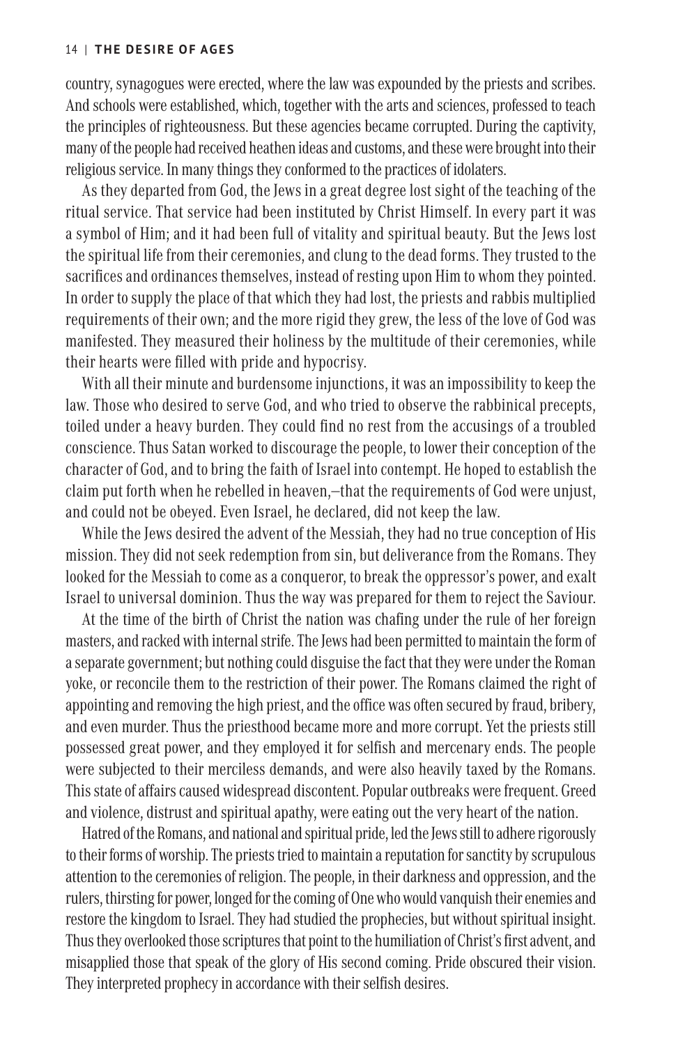country, synagogues were erected, where the law was expounded by the priests and scribes. And schools were established, which, together with the arts and sciences, professed to teach the principles of righteousness. But these agencies became corrupted. During the captivity, many of the people had received heathen ideas and customs, and these were brought into their religious service. In many things they conformed to the practices of idolaters.

As they departed from God, the Jews in a great degree lost sight of the teaching of the ritual service. That service had been instituted by Christ Himself. In every part it was a symbol of Him; and it had been full of vitality and spiritual beauty. But the Jews lost the spiritual life from their ceremonies, and clung to the dead forms. They trusted to the sacrifices and ordinances themselves, instead of resting upon Him to whom they pointed. In order to supply the place of that which they had lost, the priests and rabbis multiplied requirements of their own; and the more rigid they grew, the less of the love of God was manifested. They measured their holiness by the multitude of their ceremonies, while their hearts were filled with pride and hypocrisy.

With all their minute and burdensome injunctions, it was an impossibility to keep the law. Those who desired to serve God, and who tried to observe the rabbinical precepts, toiled under a heavy burden. They could find no rest from the accusings of a troubled conscience. Thus Satan worked to discourage the people, to lower their conception of the character of God, and to bring the faith of Israel into contempt. He hoped to establish the claim put forth when he rebelled in heaven,—that the requirements of God were unjust, and could not be obeyed. Even Israel, he declared, did not keep the law.

While the Jews desired the advent of the Messiah, they had no true conception of His mission. They did not seek redemption from sin, but deliverance from the Romans. They looked for the Messiah to come as a conqueror, to break the oppressor's power, and exalt Israel to universal dominion. Thus the way was prepared for them to reject the Saviour.

At the time of the birth of Christ the nation was chafing under the rule of her foreign masters, and racked with internal strife. The Jews had been permitted to maintain the form of a separate government; but nothing could disguise the fact that they were under the Roman yoke, or reconcile them to the restriction of their power. The Romans claimed the right of appointing and removing the high priest, and the office was often secured by fraud, bribery, and even murder. Thus the priesthood became more and more corrupt. Yet the priests still possessed great power, and they employed it for selfish and mercenary ends. The people were subjected to their merciless demands, and were also heavily taxed by the Romans. This state of affairs caused widespread discontent. Popular outbreaks were frequent. Greed and violence, distrust and spiritual apathy, were eating out the very heart of the nation.

Hatred of the Romans, and national and spiritual pride, led the Jews still to adhere rigorously to their forms of worship. The priests tried to maintain a reputation for sanctity by scrupulous attention to the ceremonies of religion. The people, in their darkness and oppression, and the rulers, thirsting for power, longed for the coming of One who would vanquish their enemies and restore the kingdom to Israel. They had studied the prophecies, but without spiritual insight. Thus they overlooked those scriptures that point to the humiliation of Christ's first advent, and misapplied those that speak of the glory of His second coming. Pride obscured their vision. They interpreted prophecy in accordance with their selfish desires.